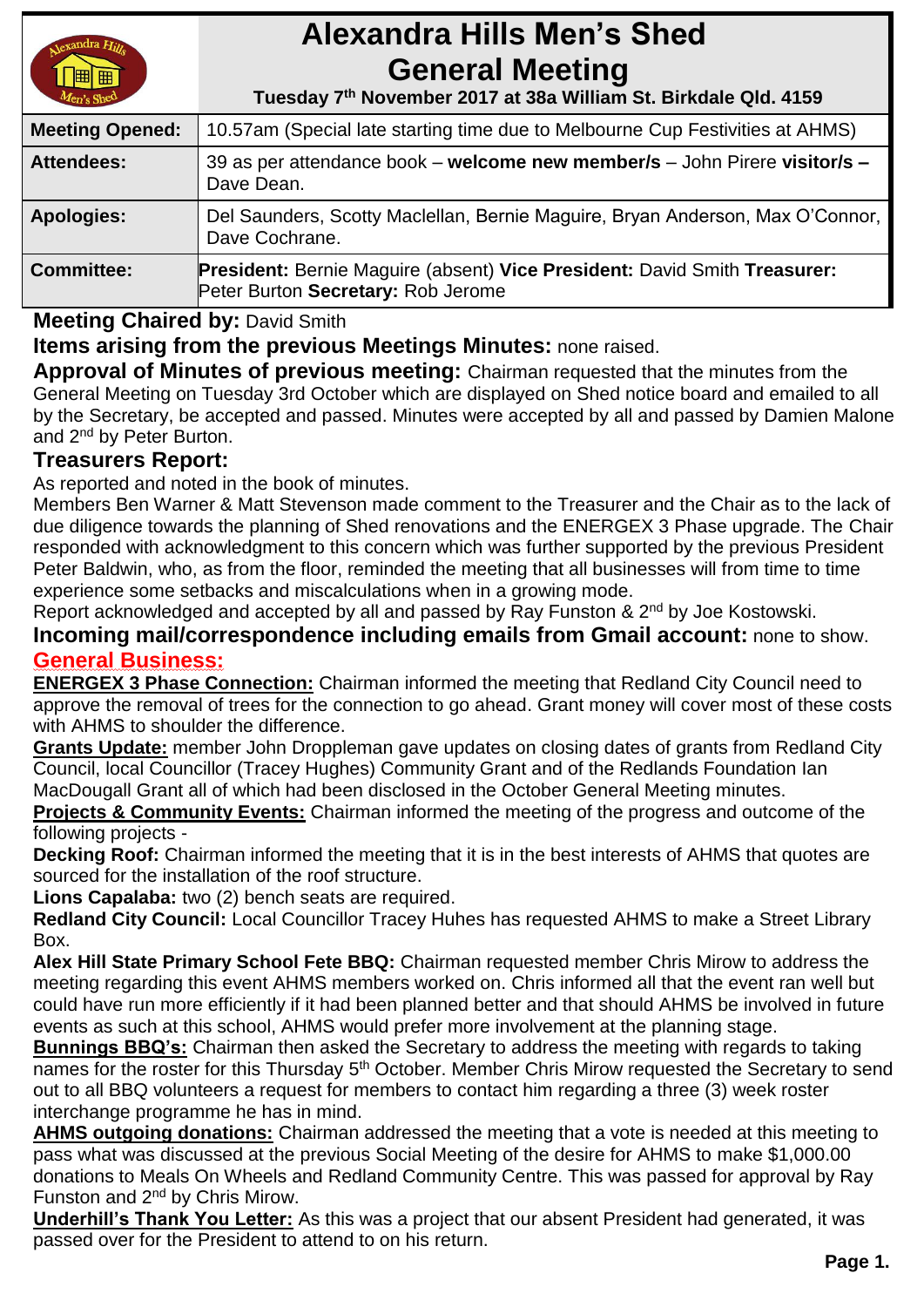# Alexandra Hills Men's Shed General Meeting

**Tuesday 7th November 2017 at 38a William St. Birkdale Qld. 4159**

| | |
|---|---|
| **Meeting Opened:** | 10.57am (Special late starting time due to Melbourne Cup Festivities at AHMS) |
| **Attendees:** | 39 as per attendance book – **welcome new member/s** – John Pirere **visitor/s –** Dave Dean. |
| **Apologies:** | Del Saunders, Scotty Maclellan, Bernie Maguire, Bryan Anderson, Max O'Connor, Dave Cochrane. |
| **Committee:** | **President:** Bernie Maguire (absent) **Vice President:** David Smith **Treasurer:** Peter Burton **Secretary:** Rob Jerome |

**Meeting Chaired by:** David Smith

**Items arising from the previous Meetings Minutes:** none raised.

**Approval of Minutes of previous meeting:** Chairman requested that the minutes from the General Meeting on Tuesday 3rd October which are displayed on Shed notice board and emailed to all by the Secretary, be accepted and passed. Minutes were accepted by all and passed by Damien Malone and 2nd by Peter Burton.

**Treasurers Report:**

As reported and noted in the book of minutes.

Members Ben Warner & Matt Stevenson made comment to the Treasurer and the Chair as to the lack of due diligence towards the planning of Shed renovations and the ENERGEX 3 Phase upgrade. The Chair responded with acknowledgment to this concern which was further supported by the previous President Peter Baldwin, who, as from the floor, reminded the meeting that all businesses will from time to time experience some setbacks and miscalculations when in a growing mode.

Report acknowledged and accepted by all and passed by Ray Funston & 2nd by Joe Kostowski.

**Incoming mail/correspondence including emails from Gmail account:** none to show.

## General Business:

**ENERGEX 3 Phase Connection:** Chairman informed the meeting that Redland City Council need to approve the removal of trees for the connection to go ahead. Grant money will cover most of these costs with AHMS to shoulder the difference.

**Grants Update:** member John Droppleman gave updates on closing dates of grants from Redland City Council, local Councillor (Tracey Hughes) Community Grant and of the Redlands Foundation Ian MacDougall Grant all of which had been disclosed in the October General Meeting minutes.

**Projects & Community Events:** Chairman informed the meeting of the progress and outcome of the following projects -

**Decking Roof:** Chairman informed the meeting that it is in the best interests of AHMS that quotes are sourced for the installation of the roof structure.

**Lions Capalaba:** two (2) bench seats are required.

**Redland City Council:** Local Councillor Tracey Huhes has requested AHMS to make a Street Library Box.

**Alex Hill State Primary School Fete BBQ:** Chairman requested member Chris Mirow to address the meeting regarding this event AHMS members worked on. Chris informed all that the event ran well but could have run more efficiently if it had been planned better and that should AHMS be involved in future events as such at this school, AHMS would prefer more involvement at the planning stage.

**Bunnings BBQ's:** Chairman then asked the Secretary to address the meeting with regards to taking names for the roster for this Thursday 5th October. Member Chris Mirow requested the Secretary to send out to all BBQ volunteers a request for members to contact him regarding a three (3) week roster interchange programme he has in mind.

**AHMS outgoing donations:** Chairman addressed the meeting that a vote is needed at this meeting to pass what was discussed at the previous Social Meeting of the desire for AHMS to make $1,000.00 donations to Meals On Wheels and Redland Community Centre. This was passed for approval by Ray Funston and 2nd by Chris Mirow.

**Underhill's Thank You Letter:** As this was a project that our absent President had generated, it was passed over for the President to attend to on his return.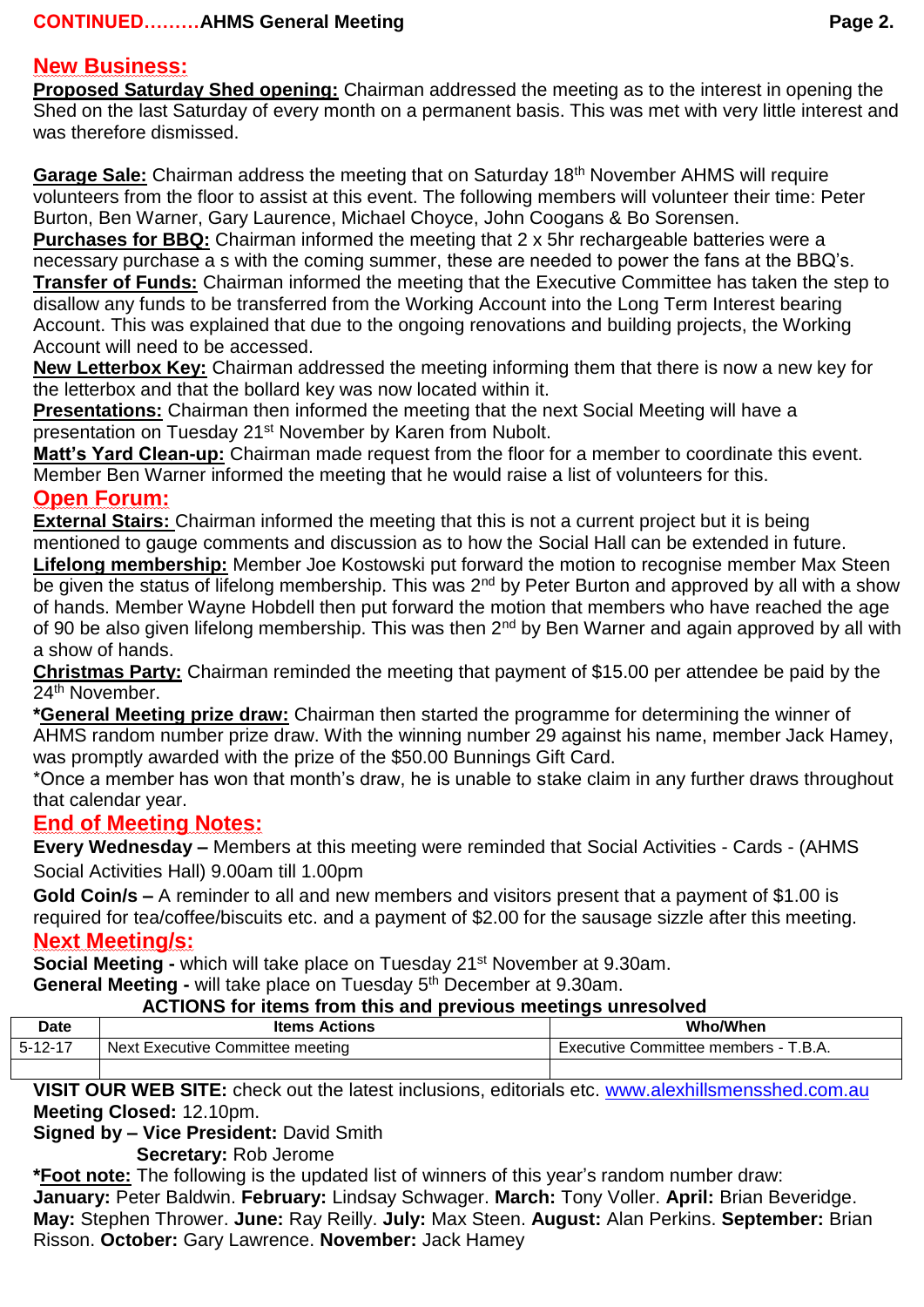## New Business:

**Proposed Saturday Shed opening:** Chairman addressed the meeting as to the interest in opening the Shed on the last Saturday of every month on a permanent basis. This was met with very little interest and was therefore dismissed.

**Garage Sale:** Chairman address the meeting that on Saturday 18th November AHMS will require volunteers from the floor to assist at this event. The following members will volunteer their time: Peter Burton, Ben Warner, Gary Laurence, Michael Choyce, John Coogans & Bo Sorensen.

**Purchases for BBQ:** Chairman informed the meeting that 2 x 5hr rechargeable batteries were a necessary purchase a s with the coming summer, these are needed to power the fans at the BBQ's.

**Transfer of Funds:** Chairman informed the meeting that the Executive Committee has taken the step to disallow any funds to be transferred from the Working Account into the Long Term Interest bearing Account. This was explained that due to the ongoing renovations and building projects, the Working Account will need to be accessed.

**New Letterbox Key:** Chairman addressed the meeting informing them that there is now a new key for the letterbox and that the bollard key was now located within it.

**Presentations:** Chairman then informed the meeting that the next Social Meeting will have a presentation on Tuesday 21st November by Karen from Nubolt.

**Matt's Yard Clean-up:** Chairman made request from the floor for a member to coordinate this event. Member Ben Warner informed the meeting that he would raise a list of volunteers for this.

## Open Forum:

**External Stairs:** Chairman informed the meeting that this is not a current project but it is being mentioned to gauge comments and discussion as to how the Social Hall can be extended in future.

**Lifelong membership:** Member Joe Kostowski put forward the motion to recognise member Max Steen be given the status of lifelong membership. This was 2nd by Peter Burton and approved by all with a show of hands. Member Wayne Hobdell then put forward the motion that members who have reached the age of 90 be also given lifelong membership. This was then 2nd by Ben Warner and again approved by all with a show of hands.

**Christmas Party:** Chairman reminded the meeting that payment of $15.00 per attendee be paid by the 24th November.

***General Meeting prize draw:** Chairman then started the programme for determining the winner of AHMS random number prize draw. With the winning number 29 against his name, member Jack Hamey, was promptly awarded with the prize of the $50.00 Bunnings Gift Card.

*Once a member has won that month's draw, he is unable to stake claim in any further draws throughout that calendar year.

## End of Meeting Notes:

**Every Wednesday –** Members at this meeting were reminded that Social Activities - Cards - (AHMS Social Activities Hall) 9.00am till 1.00pm

**Gold Coin/s –** A reminder to all and new members and visitors present that a payment of $1.00 is required for tea/coffee/biscuits etc. and a payment of $2.00 for the sausage sizzle after this meeting.

## Next Meeting/s:

**Social Meeting -** which will take place on Tuesday 21st November at 9.30am.
**General Meeting -** will take place on Tuesday 5th December at 9.30am.

**ACTIONS for items from this and previous meetings unresolved**

| Date | Items Actions | Who/When |
|---|---|---|
| 5-12-17 | Next Executive Committee meeting | Executive Committee members - T.B.A. |
| | | |

**VISIT OUR WEB SITE:** check out the latest inclusions, editorials etc. www.alexhillsmensshed.com.au
**Meeting Closed:** 12.10pm.
**Signed by – Vice President:** David Smith
**Secretary:** Rob Jerome

***Foot note:** The following is the updated list of winners of this year's random number draw:
**January:** Peter Baldwin. **February:** Lindsay Schwager. **March:** Tony Voller. **April:** Brian Beveridge. **May:** Stephen Thrower. **June:** Ray Reilly. **July:** Max Steen. **August:** Alan Perkins. **September:** Brian Risson. **October:** Gary Lawrence. **November:** Jack Hamey